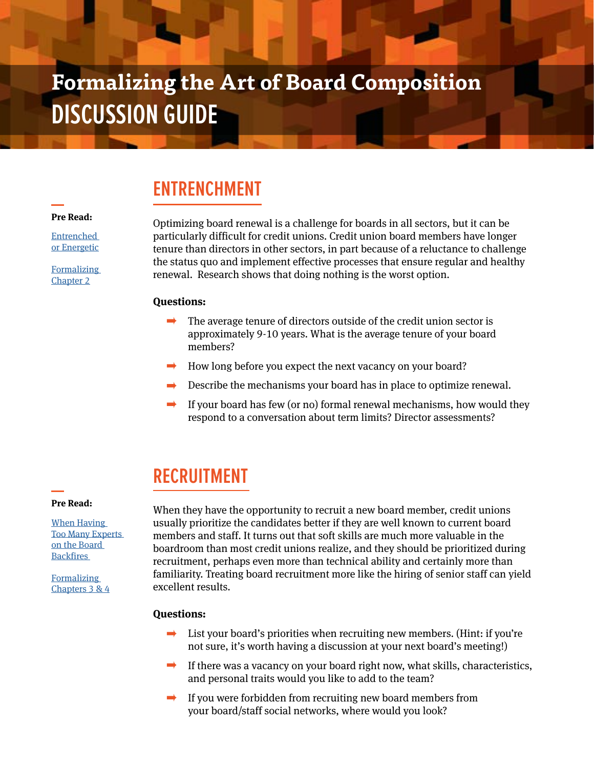# Formalizing the Art of Board Composition
# DISCUSSION GUIDE

## ENTRENCHMENT

**Pre Read:**

Entrenched or Energetic

Formalizing Chapter 2

Optimizing board renewal is a challenge for boards in all sectors, but it can be particularly difficult for credit unions. Credit union board members have longer tenure than directors in other sectors, in part because of a reluctance to challenge the status quo and implement effective processes that ensure regular and healthy renewal. Research shows that doing nothing is the worst option.

**Questions:**

- The average tenure of directors outside of the credit union sector is approximately 9-10 years. What is the average tenure of your board members?
- How long before you expect the next vacancy on your board?
- Describe the mechanisms your board has in place to optimize renewal.
- If your board has few (or no) formal renewal mechanisms, how would they respond to a conversation about term limits? Director assessments?

## RECRUITMENT

**Pre Read:**

When Having Too Many Experts on the Board Backfires

Formalizing Chapters 3 & 4

When they have the opportunity to recruit a new board member, credit unions usually prioritize the candidates better if they are well known to current board members and staff. It turns out that soft skills are much more valuable in the boardroom than most credit unions realize, and they should be prioritized during recruitment, perhaps even more than technical ability and certainly more than familiarity. Treating board recruitment more like the hiring of senior staff can yield excellent results.

**Questions:**

- List your board's priorities when recruiting new members. (Hint: if you're not sure, it's worth having a discussion at your next board's meeting!)
- If there was a vacancy on your board right now, what skills, characteristics, and personal traits would you like to add to the team?
- If you were forbidden from recruiting new board members from your board/staff social networks, where would you look?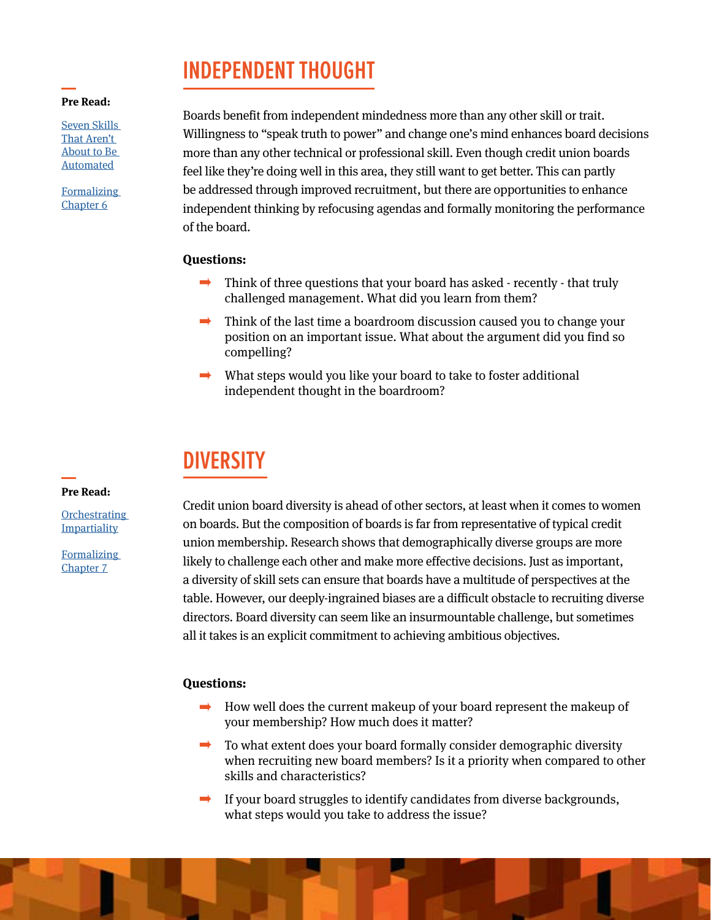## INDEPENDENT THOUGHT

**Pre Read:**

[Seven Skills That Aren't About to Be Automated]

[Formalizing Chapter 6]

Boards benefit from independent mindedness more than any other skill or trait. Willingness to "speak truth to power" and change one's mind enhances board decisions more than any other technical or professional skill. Even though credit union boards feel like they're doing well in this area, they still want to get better. This can partly be addressed through improved recruitment, but there are opportunities to enhance independent thinking by refocusing agendas and formally monitoring the performance of the board.

**Questions:**

- Think of three questions that your board has asked - recently - that truly challenged management. What did you learn from them?
- Think of the last time a boardroom discussion caused you to change your position on an important issue. What about the argument did you find so compelling?
- What steps would you like your board to take to foster additional independent thought in the boardroom?

## DIVERSITY

**Pre Read:**

[Orchestrating Impartiality]

[Formalizing Chapter 7]

Credit union board diversity is ahead of other sectors, at least when it comes to women on boards. But the composition of boards is far from representative of typical credit union membership. Research shows that demographically diverse groups are more likely to challenge each other and make more effective decisions. Just as important, a diversity of skill sets can ensure that boards have a multitude of perspectives at the table. However, our deeply-ingrained biases are a difficult obstacle to recruiting diverse directors. Board diversity can seem like an insurmountable challenge, but sometimes all it takes is an explicit commitment to achieving ambitious objectives.

**Questions:**

- How well does the current makeup of your board represent the makeup of your membership? How much does it matter?
- To what extent does your board formally consider demographic diversity when recruiting new board members? Is it a priority when compared to other skills and characteristics?
- If your board struggles to identify candidates from diverse backgrounds, what steps would you take to address the issue?